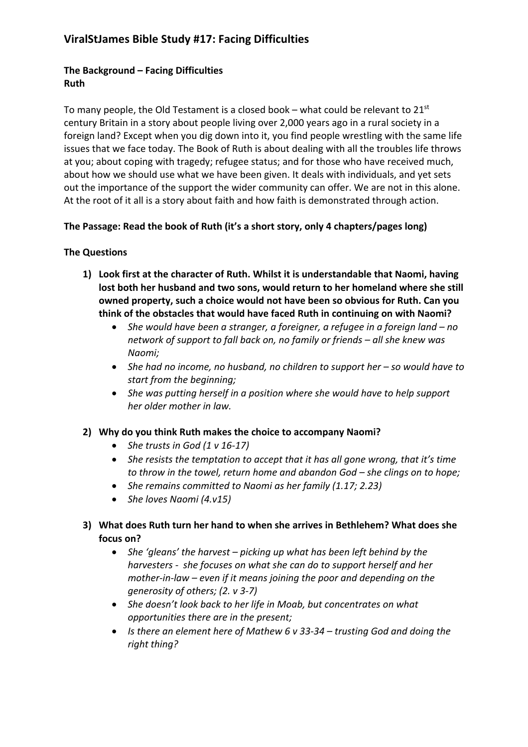# ViralStJames Bible Study #17: Facing Difficulties

**The Background – Facing Difficulties**
**Ruth**

To many people, the Old Testament is a closed book – what could be relevant to 21st century Britain in a story about people living over 2,000 years ago in a rural society in a foreign land? Except when you dig down into it, you find people wrestling with the same life issues that we face today. The Book of Ruth is about dealing with all the troubles life throws at you; about coping with tragedy; refugee status; and for those who have received much, about how we should use what we have been given. It deals with individuals, and yet sets out the importance of the support the wider community can offer. We are not in this alone. At the root of it all is a story about faith and how faith is demonstrated through action.

**The Passage: Read the book of Ruth (it's a short story, only 4 chapters/pages long)**

**The Questions**

1) **Look first at the character of Ruth. Whilst it is understandable that Naomi, having lost both her husband and two sons, would return to her homeland where she still owned property, such a choice would not have been so obvious for Ruth. Can you think of the obstacles that would have faced Ruth in continuing on with Naomi?**
   - *She would have been a stranger, a foreigner, a refugee in a foreign land – no network of support to fall back on, no family or friends – all she knew was Naomi;*
   - *She had no income, no husband, no children to support her – so would have to start from the beginning;*
   - *She was putting herself in a position where she would have to help support her older mother in law.*

2) **Why do you think Ruth makes the choice to accompany Naomi?**
   - *She trusts in God (1 v 16-17)*
   - *She resists the temptation to accept that it has all gone wrong, that it's time to throw in the towel, return home and abandon God – she clings on to hope;*
   - *She remains committed to Naomi as her family (1.17; 2.23)*
   - *She loves Naomi (4.v15)*

3) **What does Ruth turn her hand to when she arrives in Bethlehem? What does she focus on?**
   - *She 'gleans' the harvest – picking up what has been left behind by the harvesters - she focuses on what she can do to support herself and her mother-in-law – even if it means joining the poor and depending on the generosity of others; (2. v 3-7)*
   - *She doesn't look back to her life in Moab, but concentrates on what opportunities there are in the present;*
   - *Is there an element here of Mathew 6 v 33-34 – trusting God and doing the right thing?*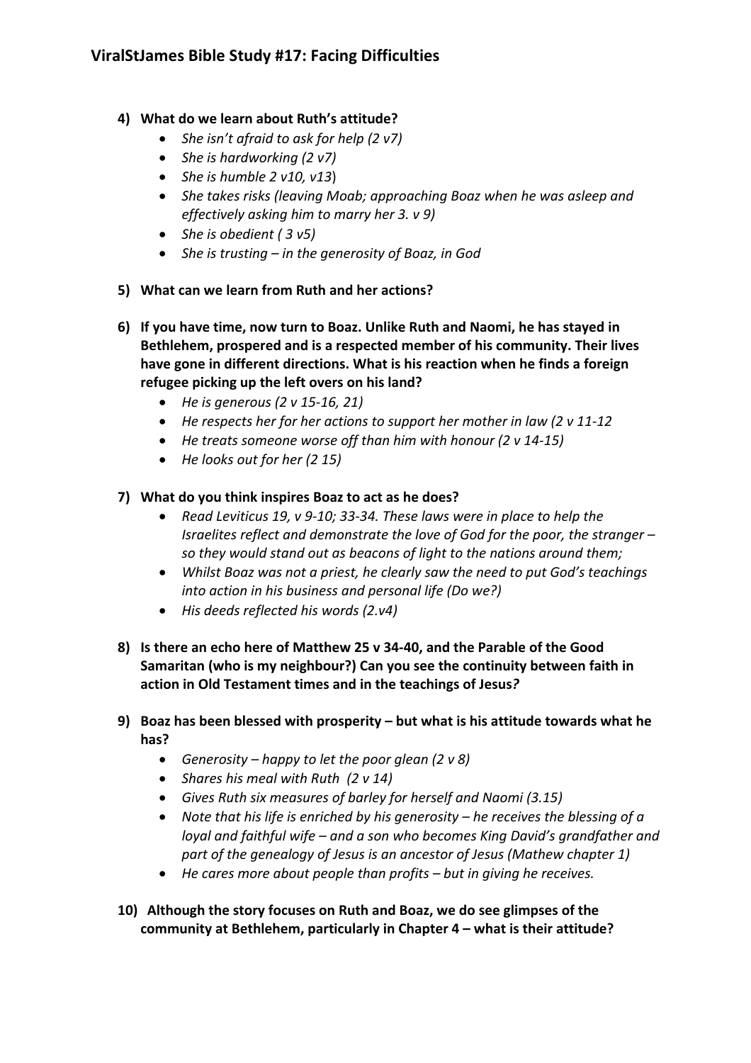4) **What do we learn about Ruth's attitude?**
   - *She isn't afraid to ask for help (2 v7)*
   - *She is hardworking (2 v7)*
   - *She is humble 2 v10, v13*)
   - *She takes risks (leaving Moab; approaching Boaz when he was asleep and effectively asking him to marry her 3. v 9)*
   - *She is obedient ( 3 v5)*
   - *She is trusting – in the generosity of Boaz, in God*

5) **What can we learn from Ruth and her actions?**

6) **If you have time, now turn to Boaz. Unlike Ruth and Naomi, he has stayed in Bethlehem, prospered and is a respected member of his community. Their lives have gone in different directions. What is his reaction when he finds a foreign refugee picking up the left overs on his land?**
   - *He is generous (2 v 15-16, 21)*
   - *He respects her for her actions to support her mother in law (2 v 11-12*
   - *He treats someone worse off than him with honour (2 v 14-15)*
   - *He looks out for her (2 15)*

7) **What do you think inspires Boaz to act as he does?**
   - *Read Leviticus 19, v 9-10; 33-34. These laws were in place to help the Israelites reflect and demonstrate the love of God for the poor, the stranger – so they would stand out as beacons of light to the nations around them;*
   - *Whilst Boaz was not a priest, he clearly saw the need to put God's teachings into action in his business and personal life (Do we?)*
   - *His deeds reflected his words (2.v4)*

8) **Is there an echo here of Matthew 25 v 34-40, and the Parable of the Good Samaritan (who is my neighbour?) Can you see the continuity between faith in action in Old Testament times and in the teachings of Jesus*?***

9) **Boaz has been blessed with prosperity – but what is his attitude towards what he has?**
   - *Generosity – happy to let the poor glean (2 v 8)*
   - *Shares his meal with Ruth (2 v 14)*
   - *Gives Ruth six measures of barley for herself and Naomi (3.15)*
   - *Note that his life is enriched by his generosity – he receives the blessing of a loyal and faithful wife – and a son who becomes King David's grandfather and part of the genealogy of Jesus is an ancestor of Jesus (Mathew chapter 1)*
   - *He cares more about people than profits – but in giving he receives.*

10) **Although the story focuses on Ruth and Boaz, we do see glimpses of the community at Bethlehem, particularly in Chapter 4 – what is their attitude?**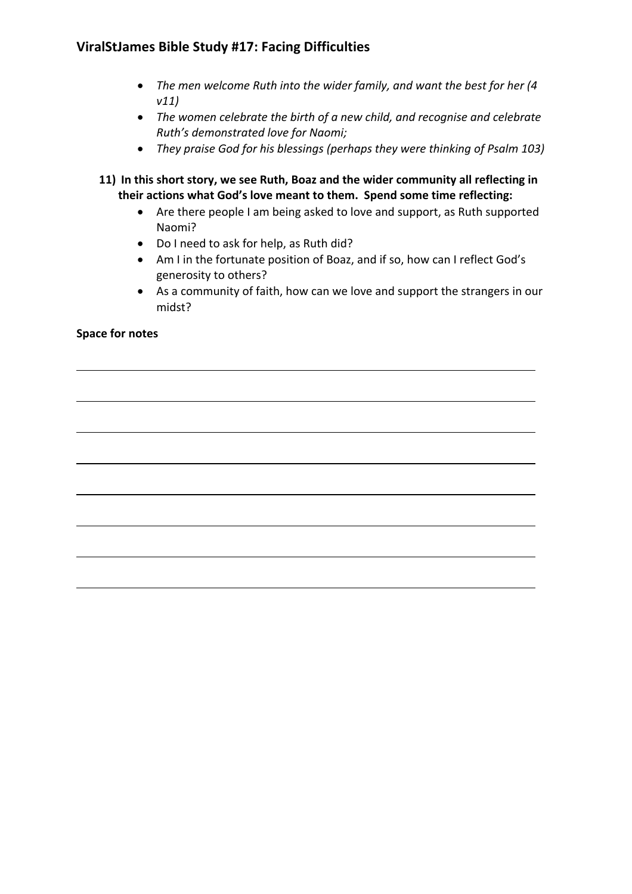- *The men welcome Ruth into the wider family, and want the best for her (4 v11)*
- *The women celebrate the birth of a new child, and recognise and celebrate Ruth's demonstrated love for Naomi;*
- *They praise God for his blessings (perhaps they were thinking of Psalm 103)*

**11) In this short story, we see Ruth, Boaz and the wider community all reflecting in their actions what God's love meant to them. Spend some time reflecting:**

- Are there people I am being asked to love and support, as Ruth supported Naomi?
- Do I need to ask for help, as Ruth did?
- Am I in the fortunate position of Boaz, and if so, how can I reflect God's generosity to others?
- As a community of faith, how can we love and support the strangers in our midst?

**Space for notes**